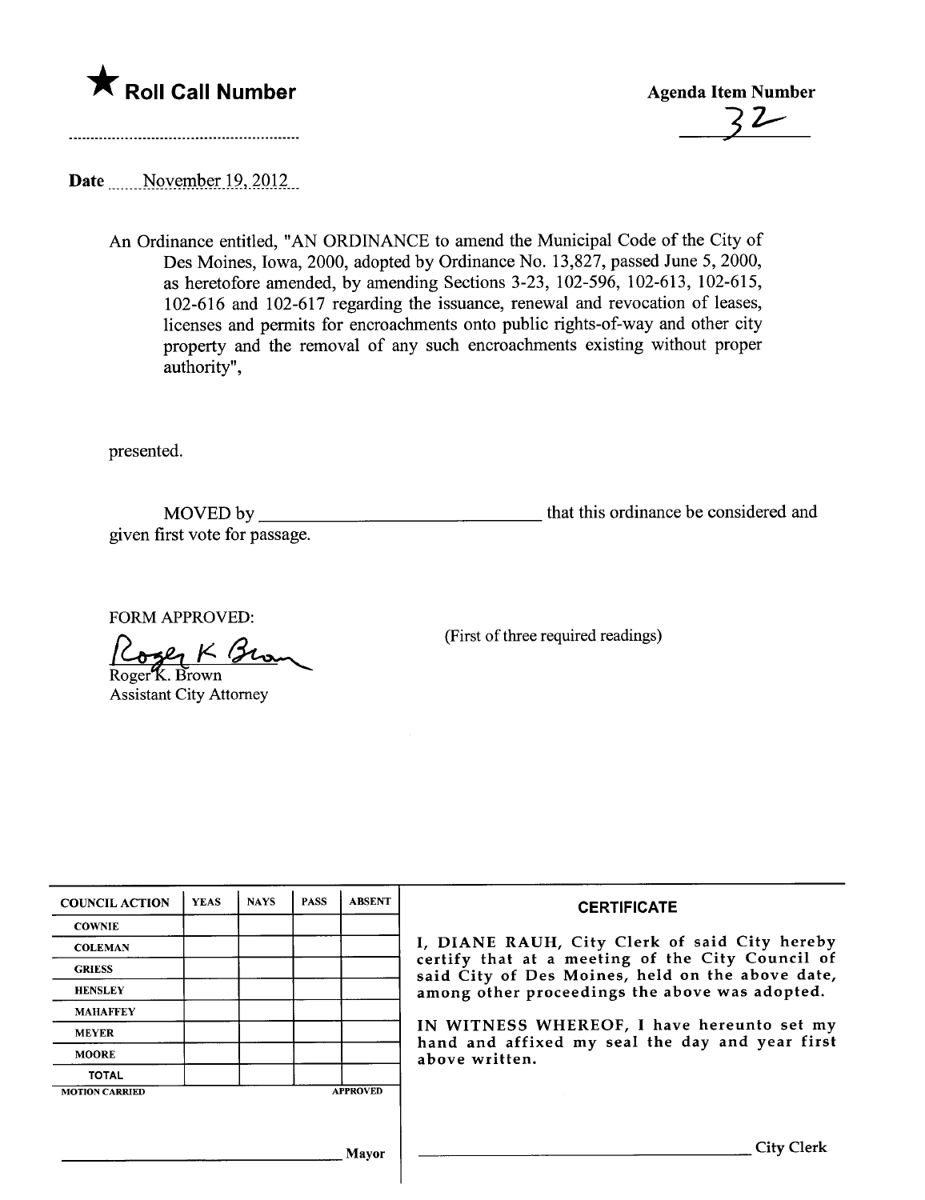★ **Roll Call Number**

**Agenda Item Number**

32

Date November 19, 2012

An Ordinance entitled, "AN ORDINANCE to amend the Municipal Code of the City of Des Moines, Iowa, 2000, adopted by Ordinance No. 13,827, passed June 5, 2000, as heretofore amended, by amending Sections 3-23, 102-596, 102-613, 102-615, 102-616 and 102-617 regarding the issuance, renewal and revocation of leases, licenses and permits for encroachments onto public rights-of-way and other city property and the removal of any such encroachments existing without proper authority",

presented.

MOVED by ______________________________ that this ordinance be considered and given first vote for passage.

FORM APPROVED:

Roger K. Brown
Assistant City Attorney

(First of three required readings)

| COUNCIL ACTION | YEAS | NAYS | PASS | ABSENT |
|---|---|---|---|---|
| COWNIE | | | | |
| COLEMAN | | | | |
| GRIESS | | | | |
| HENSLEY | | | | |
| MAHAFFEY | | | | |
| MEYER | | | | |
| MOORE | | | | |
| TOTAL | | | | |

MOTION CARRIED APPROVED

______________________________ Mayor

**CERTIFICATE**

I, DIANE RAUH, City Clerk of said City hereby certify that at a meeting of the City Council of said City of Des Moines, held on the above date, among other proceedings the above was adopted.

IN WITNESS WHEREOF, I have hereunto set my hand and affixed my seal the day and year first above written.

______________________________ City Clerk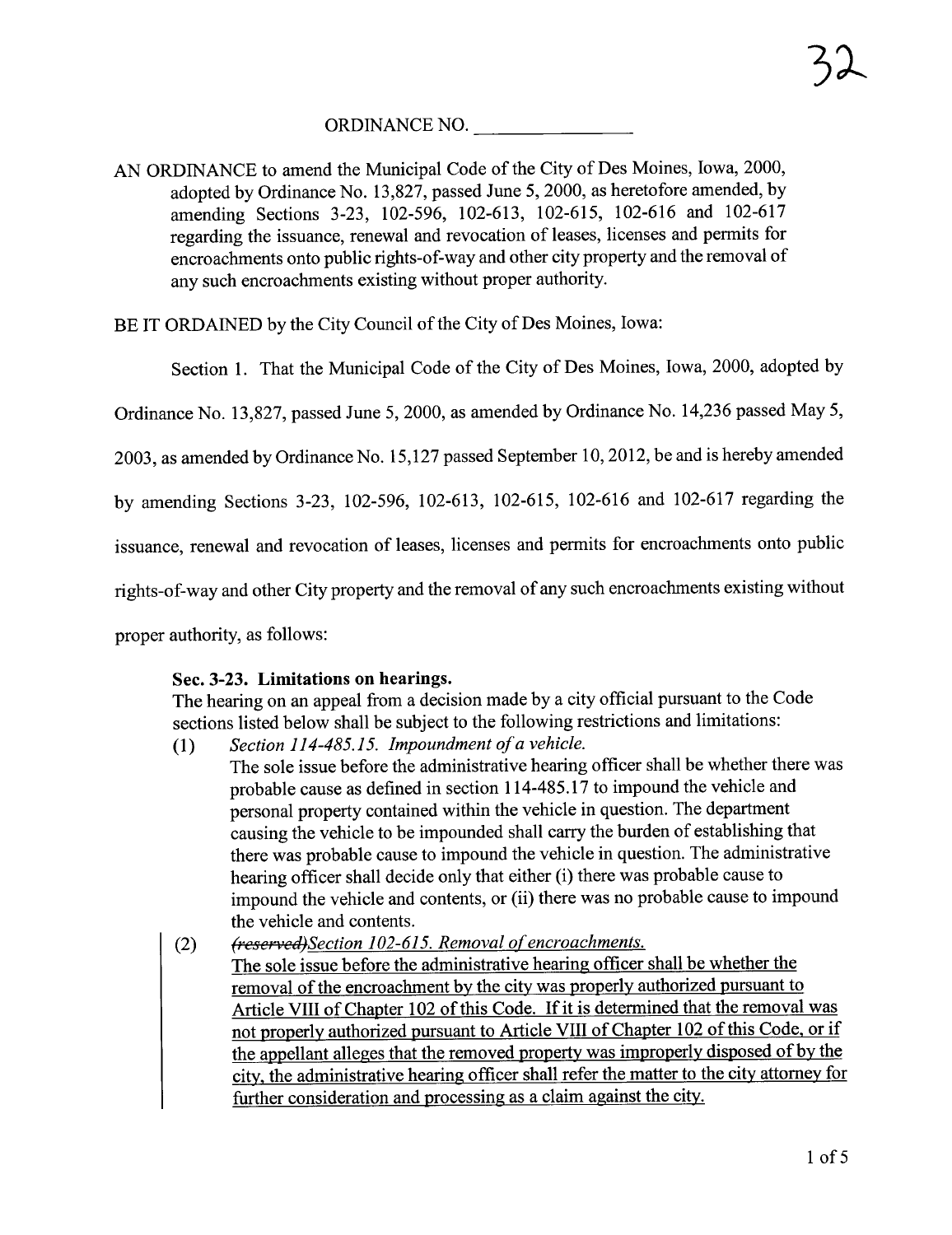ORDINANCE NO. ________________

AN ORDINANCE to amend the Municipal Code of the City of Des Moines, Iowa, 2000, adopted by Ordinance No. 13,827, passed June 5, 2000, as heretofore amended, by amending Sections 3-23, 102-596, 102-613, 102-615, 102-616 and 102-617 regarding the issuance, renewal and revocation of leases, licenses and permits for encroachments onto public rights-of-way and other city property and the removal of any such encroachments existing without proper authority.

BE IT ORDAINED by the City Council of the City of Des Moines, Iowa:

Section 1. That the Municipal Code of the City of Des Moines, Iowa, 2000, adopted by Ordinance No. 13,827, passed June 5, 2000, as amended by Ordinance No. 14,236 passed May 5, 2003, as amended by Ordinance No. 15,127 passed September 10, 2012, be and is hereby amended by amending Sections 3-23, 102-596, 102-613, 102-615, 102-616 and 102-617 regarding the issuance, renewal and revocation of leases, licenses and permits for encroachments onto public rights-of-way and other City property and the removal of any such encroachments existing without proper authority, as follows:

**Sec. 3-23. Limitations on hearings.**

The hearing on an appeal from a decision made by a city official pursuant to the Code sections listed below shall be subject to the following restrictions and limitations:

(1) *Section 114-485.15. Impoundment of a vehicle.*
The sole issue before the administrative hearing officer shall be whether there was probable cause as defined in section 114-485.17 to impound the vehicle and personal property contained within the vehicle in question. The department causing the vehicle to be impounded shall carry the burden of establishing that there was probable cause to impound the vehicle in question. The administrative hearing officer shall decide only that either (i) there was probable cause to impound the vehicle and contents, or (ii) there was no probable cause to impound the vehicle and contents.

(2) ~~(reserved)~~<u>*Section 102-615. Removal of encroachments.*</u>
<u>The sole issue before the administrative hearing officer shall be whether the removal of the encroachment by the city was properly authorized pursuant to Article VIII of Chapter 102 of this Code. If it is determined that the removal was not properly authorized pursuant to Article VIII of Chapter 102 of this Code, or if the appellant alleges that the removed property was improperly disposed of by the city, the administrative hearing officer shall refer the matter to the city attorney for further consideration and processing as a claim against the city.</u>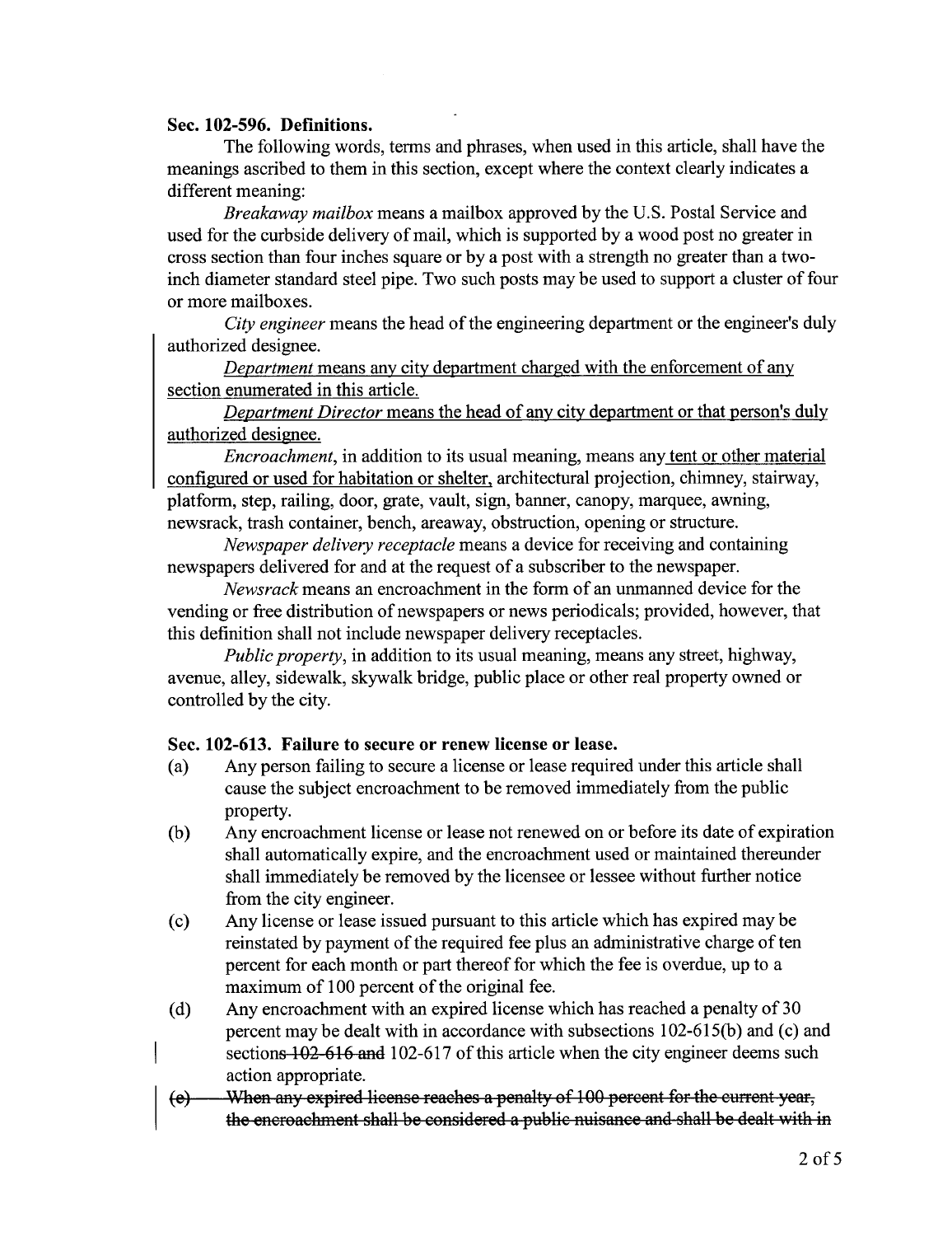**Sec. 102-596. Definitions.**

The following words, terms and phrases, when used in this article, shall have the meanings ascribed to them in this section, except where the context clearly indicates a different meaning:

*Breakaway mailbox* means a mailbox approved by the U.S. Postal Service and used for the curbside delivery of mail, which is supported by a wood post no greater in cross section than four inches square or by a post with a strength no greater than a two-inch diameter standard steel pipe. Two such posts may be used to support a cluster of four or more mailboxes.

*City engineer* means the head of the engineering department or the engineer's duly authorized designee.

<u>*Department* means any city department charged with the enforcement of any section enumerated in this article.</u>

<u>*Department Director* means the head of any city department or that person's duly authorized designee.</u>

*Encroachment*, in addition to its usual meaning, means any <u>tent or other material configured or used for habitation or shelter,</u> architectural projection, chimney, stairway, platform, step, railing, door, grate, vault, sign, banner, canopy, marquee, awning, newsrack, trash container, bench, areaway, obstruction, opening or structure.

*Newspaper delivery receptacle* means a device for receiving and containing newspapers delivered for and at the request of a subscriber to the newspaper.

*Newsrack* means an encroachment in the form of an unmanned device for the vending or free distribution of newspapers or news periodicals; provided, however, that this definition shall not include newspaper delivery receptacles.

*Public property*, in addition to its usual meaning, means any street, highway, avenue, alley, sidewalk, skywalk bridge, public place or other real property owned or controlled by the city.

**Sec. 102-613. Failure to secure or renew license or lease.**

(a) Any person failing to secure a license or lease required under this article shall cause the subject encroachment to be removed immediately from the public property.

(b) Any encroachment license or lease not renewed on or before its date of expiration shall automatically expire, and the encroachment used or maintained thereunder shall immediately be removed by the licensee or lessee without further notice from the city engineer.

(c) Any license or lease issued pursuant to this article which has expired may be reinstated by payment of the required fee plus an administrative charge of ten percent for each month or part thereof for which the fee is overdue, up to a maximum of 100 percent of the original fee.

(d) Any encroachment with an expired license which has reached a penalty of 30 percent may be dealt with in accordance with subsections 102-615(b) and (c) and section~~s 102-616 and~~ 102-617 of this article when the city engineer deems such action appropriate.

~~(e) When any expired license reaches a penalty of 100 percent for the current year, the encroachment shall be considered a public nuisance and shall be dealt with in~~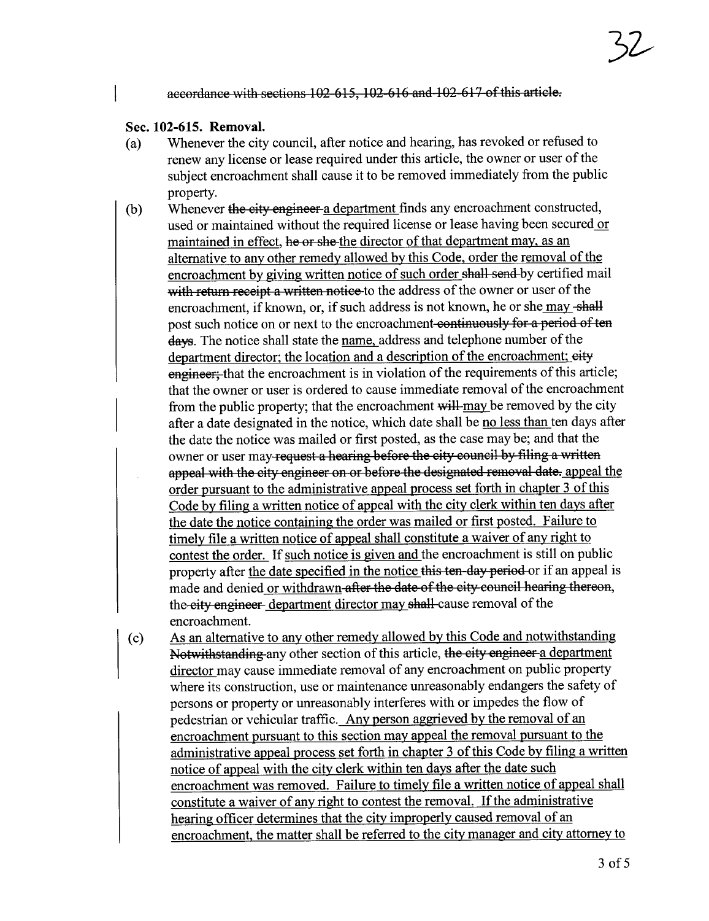~~accordance with sections 102-615, 102-616 and 102-617 of this article.~~

**Sec. 102-615. Removal.**

(a) Whenever the city council, after notice and hearing, has revoked or refused to renew any license or lease required under this article, the owner or user of the subject encroachment shall cause it to be removed immediately from the public property.

(b) Whenever ~~the city engineer~~ <u>a department</u> finds any encroachment constructed, used or maintained without the required license or lease having been secured <u>or maintained in effect</u>, ~~he or she~~ <u>the director of that department may, as an alternative to any other remedy allowed by this Code, order the removal of the encroachment by giving written notice of such order</u> ~~shall send~~ by certified mail ~~with return receipt a written notice~~ to the address of the owner or user of the encroachment, if known, or, if such address is not known, he or she <u>may</u> ~~shall~~ post such notice on or next to the encroachment ~~continuously for a period of ten days~~. The notice shall state the <u>name,</u> address and telephone number of the <u>department director; the location and a description of the encroachment;</u> ~~city engineer;~~ that the encroachment is in violation of the requirements of this article; that the owner or user is ordered to cause immediate removal of the encroachment from the public property; that the encroachment ~~will~~ <u>may</u> be removed by the city after a date designated in the notice, which date shall be <u>no less than</u> ten days after the date the notice was mailed or first posted, as the case may be; and that the owner or user may ~~request a hearing before the city council by filing a written appeal with the city engineer on or before the designated removal date.~~ <u>appeal the order pursuant to the administrative appeal process set forth in chapter 3 of this Code by filing a written notice of appeal with the city clerk within ten days after the date the notice containing the order was mailed or first posted. Failure to timely file a written notice of appeal shall constitute a waiver of any right to contest the order.</u> If <u>such notice is given and</u> the encroachment is still on public property after <u>the date specified in the notice</u> ~~this ten-day period~~ or if an appeal is made and denied <u>or withdrawn</u> ~~after the date of the city council hearing thereon~~, the ~~city engineer~~ <u>department director may</u> ~~shall~~ cause removal of the encroachment.

(c) <u>As an alternative to any other remedy allowed by this Code and notwithstanding</u> ~~Notwithstanding~~ any other section of this article, ~~the city engineer~~ <u>a department director</u> may cause immediate removal of any encroachment on public property where its construction, use or maintenance unreasonably endangers the safety of persons or property or unreasonably interferes with or impedes the flow of pedestrian or vehicular traffic. <u>Any person aggrieved by the removal of an encroachment pursuant to this section may appeal the removal pursuant to the administrative appeal process set forth in chapter 3 of this Code by filing a written notice of appeal with the city clerk within ten days after the date such encroachment was removed. Failure to timely file a written notice of appeal shall constitute a waiver of any right to contest the removal. If the administrative hearing officer determines that the city improperly caused removal of an encroachment, the matter shall be referred to the city manager and city attorney to</u>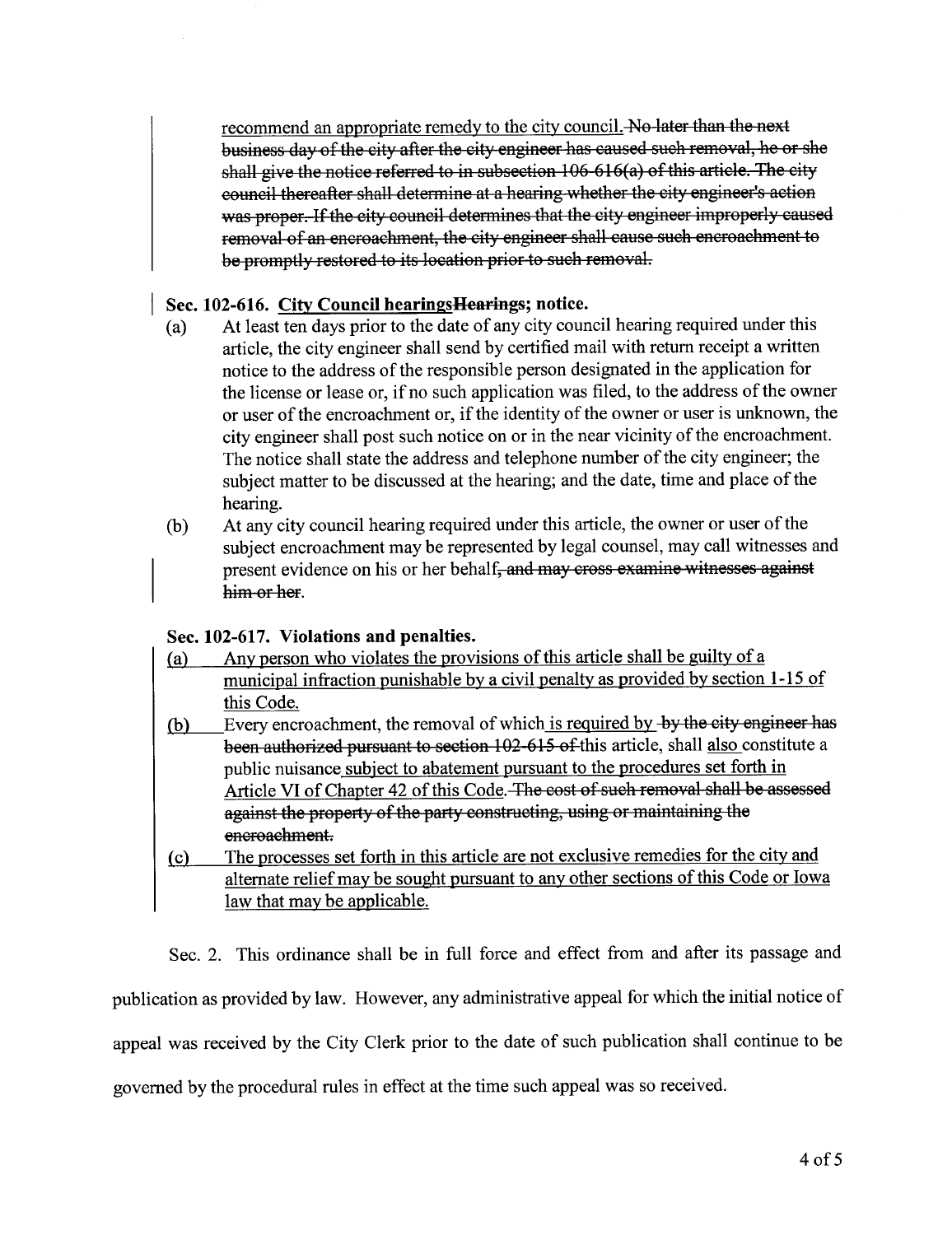recommend an appropriate remedy to the city council. ~~No later than the next business day of the city after the city engineer has caused such removal, he or she shall give the notice referred to in subsection 106-616(a) of this article. The city council thereafter shall determine at a hearing whether the city engineer's action was proper. If the city council determines that the city engineer improperly caused removal of an encroachment, the city engineer shall cause such encroachment to be promptly restored to its location prior to such removal.~~

**Sec. 102-616. <u>City Council hearings</u>~~Hearings~~; notice.**

(a) At least ten days prior to the date of any city council hearing required under this article, the city engineer shall send by certified mail with return receipt a written notice to the address of the responsible person designated in the application for the license or lease or, if no such application was filed, to the address of the owner or user of the encroachment or, if the identity of the owner or user is unknown, the city engineer shall post such notice on or in the near vicinity of the encroachment. The notice shall state the address and telephone number of the city engineer; the subject matter to be discussed at the hearing; and the date, time and place of the hearing.

(b) At any city council hearing required under this article, the owner or user of the subject encroachment may be represented by legal counsel, may call witnesses and present evidence on his or her behalf~~, and may cross examine witnesses against him or her~~.

**Sec. 102-617. Violations and penalties.**

<u>(a) Any person who violates the provisions of this article shall be guilty of a municipal infraction punishable by a civil penalty as provided by section 1-15 of this Code.</u>

<u>(b)</u> Every encroachment, the removal of which <u>is required by</u> ~~by the city engineer has been authorized pursuant to section 102-615 of~~ this article, shall <u>also</u> constitute a public nuisance <u>subject to abatement pursuant to the procedures set forth in Article VI of Chapter 42 of this Code</u>. ~~The cost of such removal shall be assessed against the property of the party constructing, using or maintaining the encroachment.~~

<u>(c) The processes set forth in this article are not exclusive remedies for the city and alternate relief may be sought pursuant to any other sections of this Code or Iowa law that may be applicable.</u>

Sec. 2. This ordinance shall be in full force and effect from and after its passage and publication as provided by law. However, any administrative appeal for which the initial notice of appeal was received by the City Clerk prior to the date of such publication shall continue to be governed by the procedural rules in effect at the time such appeal was so received.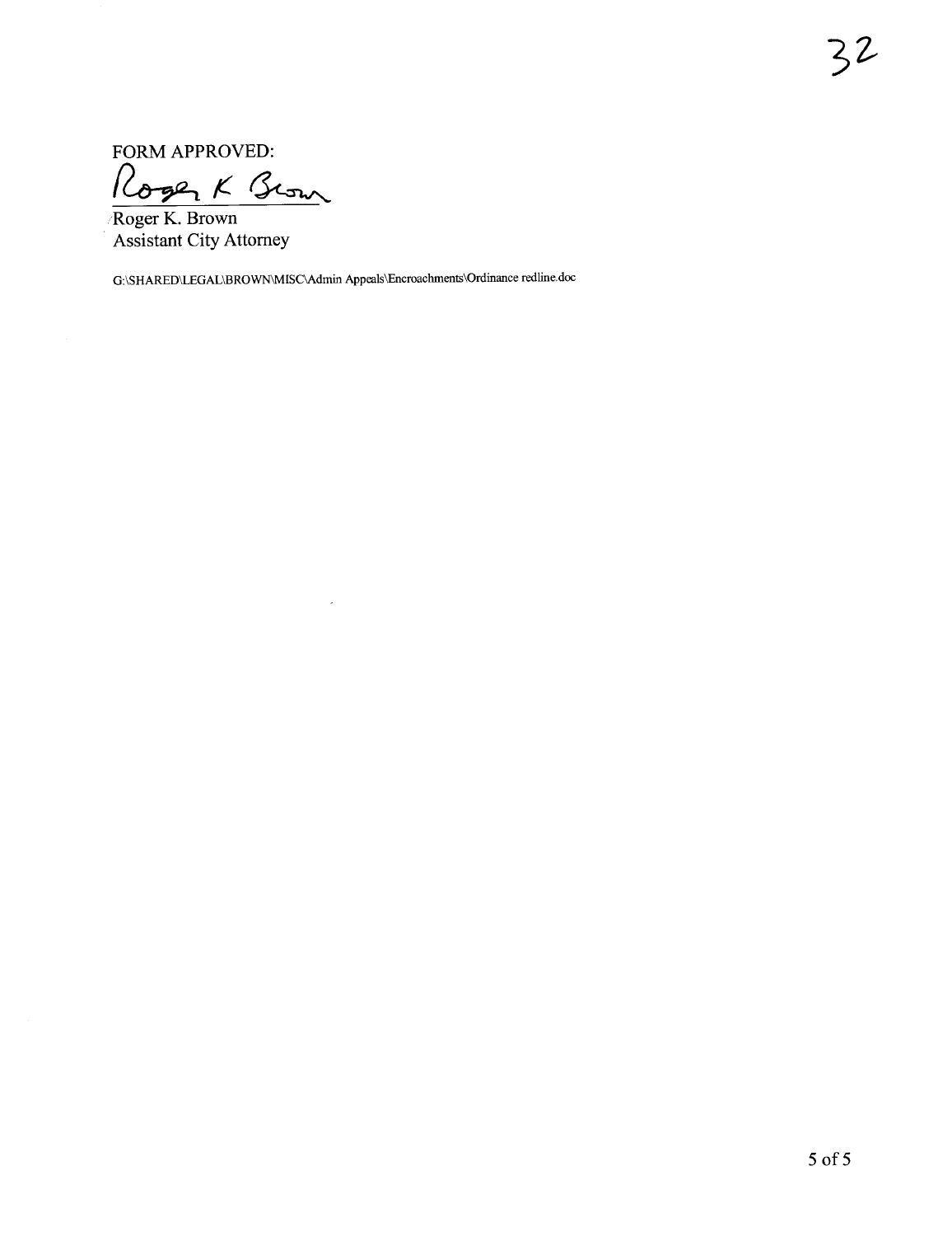FORM APPROVED:

Roger K. Brown

Roger K. Brown
Assistant City Attorney

G:\SHARED\LEGAL\BROWN\MISC\Admin Appeals\Encroachments\Ordinance redline.doc